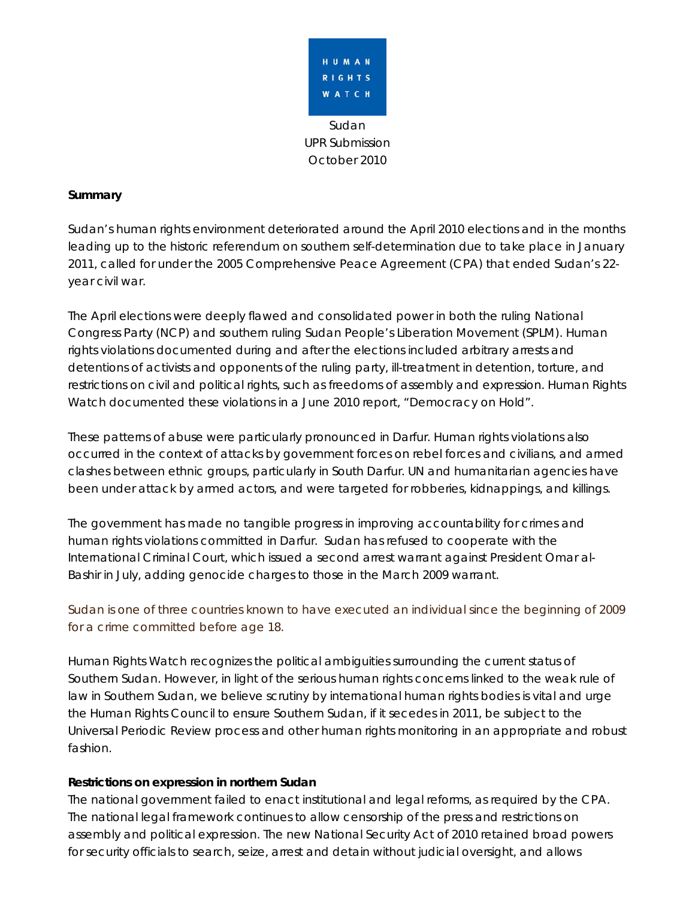HUMAN RIGHTS WATCH

Sudan
UPR Submission
October 2010

**Summary**

Sudan's human rights environment deteriorated around the April 2010 elections and in the months leading up to the historic referendum on southern self-determination due to take place in January 2011, called for under the 2005 Comprehensive Peace Agreement (CPA) that ended Sudan's 22-year civil war.

The April elections were deeply flawed and consolidated power in both the ruling National Congress Party (NCP) and southern ruling Sudan People's Liberation Movement (SPLM). Human rights violations documented during and after the elections included arbitrary arrests and detentions of activists and opponents of the ruling party, ill-treatment in detention, torture, and restrictions on civil and political rights, such as freedoms of assembly and expression. Human Rights Watch documented these violations in a June 2010 report, "Democracy on Hold".

These patterns of abuse were particularly pronounced in Darfur. Human rights violations also occurred in the context of attacks by government forces on rebel forces and civilians, and armed clashes between ethnic groups, particularly in South Darfur. UN and humanitarian agencies have been under attack by armed actors, and were targeted for robberies, kidnappings, and killings.

The government has made no tangible progress in improving accountability for crimes and human rights violations committed in Darfur. Sudan has refused to cooperate with the International Criminal Court, which issued a second arrest warrant against President Omar al-Bashir in July, adding genocide charges to those in the March 2009 warrant.

Sudan is one of three countries known to have executed an individual since the beginning of 2009 for a crime committed before age 18.

Human Rights Watch recognizes the political ambiguities surrounding the current status of Southern Sudan. However, in light of the serious human rights concerns linked to the weak rule of law in Southern Sudan, we believe scrutiny by international human rights bodies is vital and urge the Human Rights Council to ensure Southern Sudan, if it secedes in 2011, be subject to the Universal Periodic Review process and other human rights monitoring in an appropriate and robust fashion.

**Restrictions on expression in northern Sudan**

The national government failed to enact institutional and legal reforms, as required by the CPA. The national legal framework continues to allow censorship of the press and restrictions on assembly and political expression. The new National Security Act of 2010 retained broad powers for security officials to search, seize, arrest and detain without judicial oversight, and allows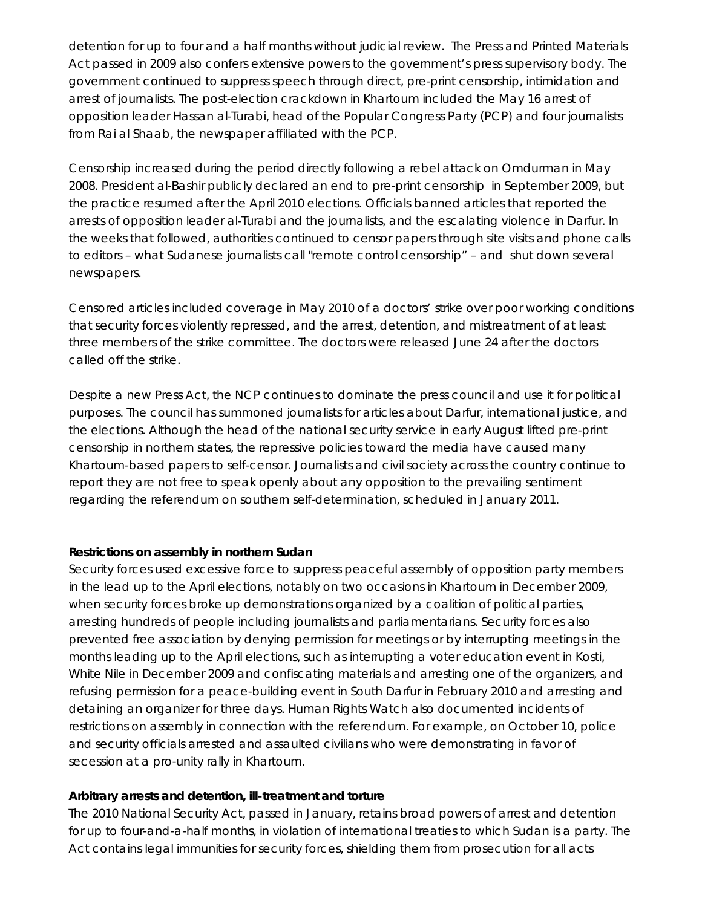detention for up to four and a half months without judicial review. The Press and Printed Materials Act passed in 2009 also confers extensive powers to the government's press supervisory body. The government continued to suppress speech through direct, pre-print censorship, intimidation and arrest of journalists. The post-election crackdown in Khartoum included the May 16 arrest of opposition leader Hassan al-Turabi, head of the Popular Congress Party (PCP) and four journalists from Rai al Shaab, the newspaper affiliated with the PCP.

Censorship increased during the period directly following a rebel attack on Omdurman in May 2008. President al-Bashir publicly declared an end to pre-print censorship in September 2009, but the practice resumed after the April 2010 elections. Officials banned articles that reported the arrests of opposition leader al-Turabi and the journalists, and the escalating violence in Darfur. In the weeks that followed, authorities continued to censor papers through site visits and phone calls to editors – what Sudanese journalists call "remote control censorship" – and shut down several newspapers.

Censored articles included coverage in May 2010 of a doctors' strike over poor working conditions that security forces violently repressed, and the arrest, detention, and mistreatment of at least three members of the strike committee. The doctors were released June 24 after the doctors called off the strike.

Despite a new Press Act, the NCP continues to dominate the press council and use it for political purposes. The council has summoned journalists for articles about Darfur, international justice, and the elections. Although the head of the national security service in early August lifted pre-print censorship in northern states, the repressive policies toward the media have caused many Khartoum-based papers to self-censor. Journalists and civil society across the country continue to report they are not free to speak openly about any opposition to the prevailing sentiment regarding the referendum on southern self-determination, scheduled in January 2011.

**Restrictions on assembly in northern Sudan**

Security forces used excessive force to suppress peaceful assembly of opposition party members in the lead up to the April elections, notably on two occasions in Khartoum in December 2009, when security forces broke up demonstrations organized by a coalition of political parties, arresting hundreds of people including journalists and parliamentarians. Security forces also prevented free association by denying permission for meetings or by interrupting meetings in the months leading up to the April elections, such as interrupting a voter education event in Kosti, White Nile in December 2009 and confiscating materials and arresting one of the organizers, and refusing permission for a peace-building event in South Darfur in February 2010 and arresting and detaining an organizer for three days. Human Rights Watch also documented incidents of restrictions on assembly in connection with the referendum. For example, on October 10, police and security officials arrested and assaulted civilians who were demonstrating in favor of secession at a pro-unity rally in Khartoum.

**Arbitrary arrests and detention, ill-treatment and torture**

The 2010 National Security Act, passed in January, retains broad powers of arrest and detention for up to four-and-a-half months, in violation of international treaties to which Sudan is a party. The Act contains legal immunities for security forces, shielding them from prosecution for all acts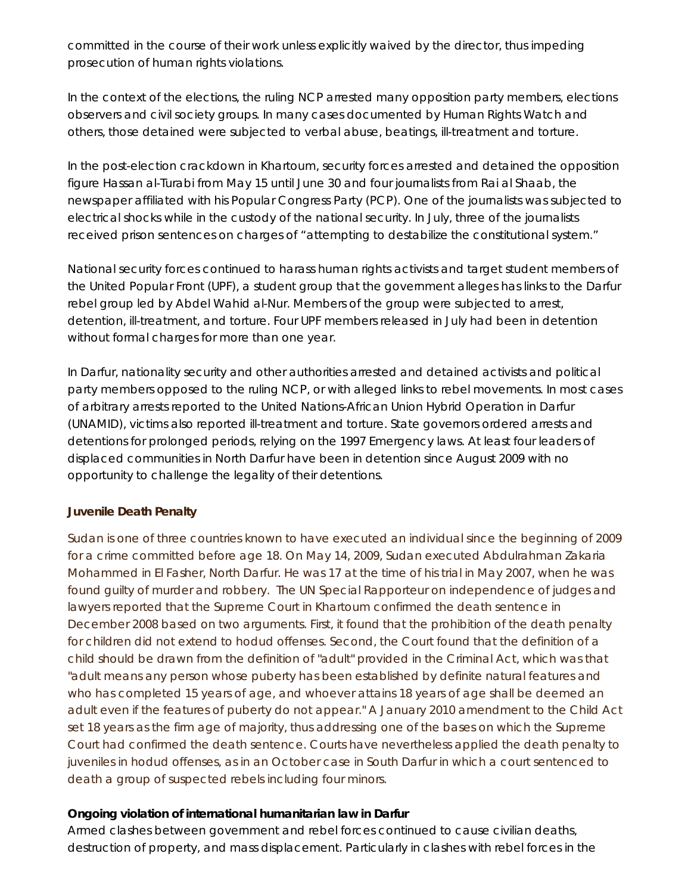committed in the course of their work unless explicitly waived by the director, thus impeding prosecution of human rights violations.

In the context of the elections, the ruling NCP arrested many opposition party members, elections observers and civil society groups. In many cases documented by Human Rights Watch and others, those detained were subjected to verbal abuse, beatings, ill-treatment and torture.

In the post-election crackdown in Khartoum, security forces arrested and detained the opposition figure Hassan al-Turabi from May 15 until June 30 and four journalists from Rai al Shaab, the newspaper affiliated with his Popular Congress Party (PCP). One of the journalists was subjected to electrical shocks while in the custody of the national security. In July, three of the journalists received prison sentences on charges of "attempting to destabilize the constitutional system."

National security forces continued to harass human rights activists and target student members of the United Popular Front (UPF), a student group that the government alleges has links to the Darfur rebel group led by Abdel Wahid al-Nur. Members of the group were subjected to arrest, detention, ill-treatment, and torture. Four UPF members released in July had been in detention without formal charges for more than one year.

In Darfur, nationality security and other authorities arrested and detained activists and political party members opposed to the ruling NCP, or with alleged links to rebel movements. In most cases of arbitrary arrests reported to the United Nations-African Union Hybrid Operation in Darfur (UNAMID), victims also reported ill-treatment and torture. State governors ordered arrests and detentions for prolonged periods, relying on the 1997 Emergency laws. At least four leaders of displaced communities in North Darfur have been in detention since August 2009 with no opportunity to challenge the legality of their detentions.

**Juvenile Death Penalty**

Sudan is one of three countries known to have executed an individual since the beginning of 2009 for a crime committed before age 18. On May 14, 2009, Sudan executed Abdulrahman Zakaria Mohammed in El Fasher, North Darfur. He was 17 at the time of his trial in May 2007, when he was found guilty of murder and robbery. The UN Special Rapporteur on independence of judges and lawyers reported that the Supreme Court in Khartoum confirmed the death sentence in December 2008 based on two arguments. First, it found that the prohibition of the death penalty for children did not extend to hodud offenses. Second, the Court found that the definition of a child should be drawn from the definition of "adult" provided in the Criminal Act, which was that "adult means any person whose puberty has been established by definite natural features and who has completed 15 years of age, and whoever attains 18 years of age shall be deemed an adult even if the features of puberty do not appear." A January 2010 amendment to the Child Act set 18 years as the firm age of majority, thus addressing one of the bases on which the Supreme Court had confirmed the death sentence. Courts have nevertheless applied the death penalty to juveniles in hodud offenses, as in an October case in South Darfur in which a court sentenced to death a group of suspected rebels including four minors.

**Ongoing violation of international humanitarian law in Darfur**

Armed clashes between government and rebel forces continued to cause civilian deaths, destruction of property, and mass displacement. Particularly in clashes with rebel forces in the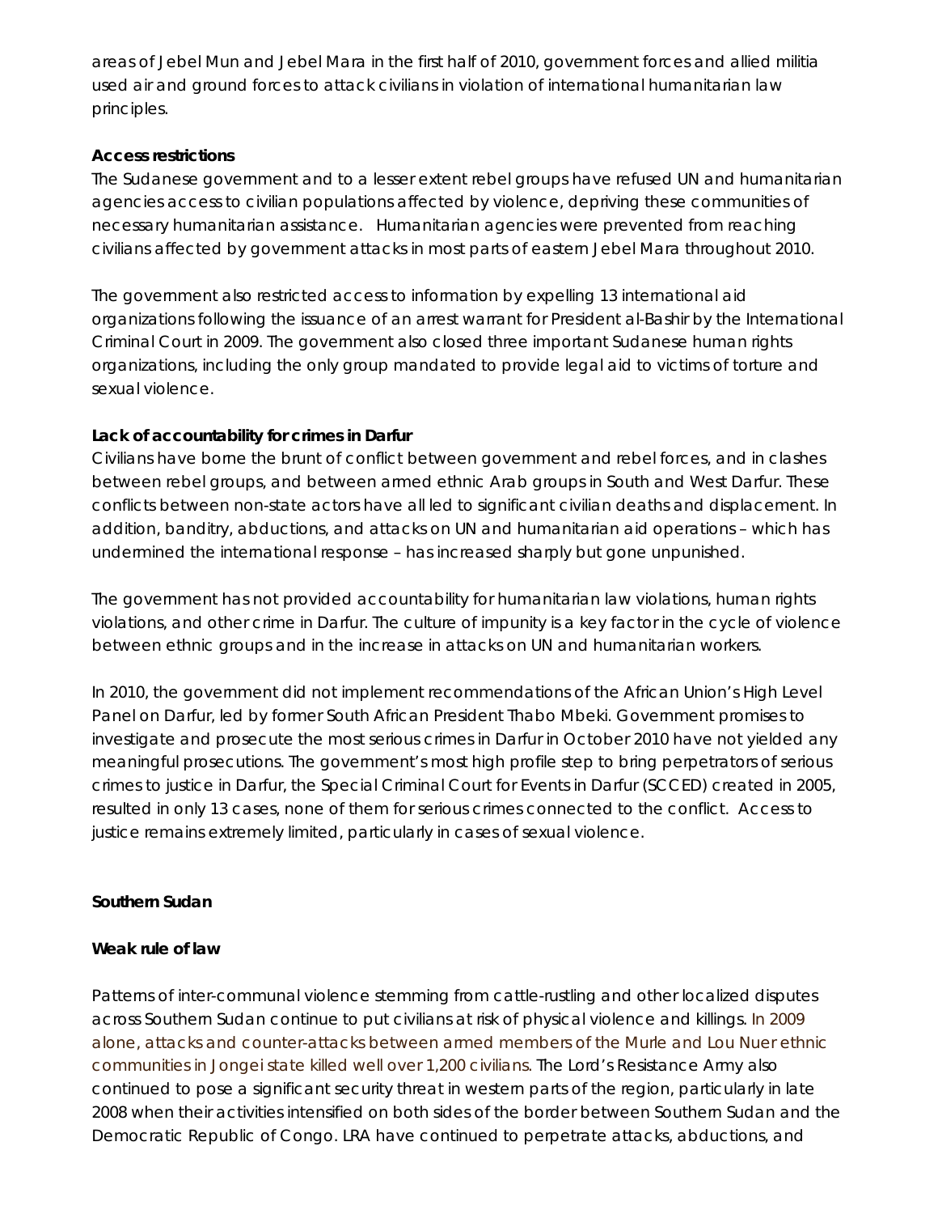areas of Jebel Mun and Jebel Mara in the first half of 2010, government forces and allied militia used air and ground forces to attack civilians in violation of international humanitarian law principles.

**Access restrictions**

The Sudanese government and to a lesser extent rebel groups have refused UN and humanitarian agencies access to civilian populations affected by violence, depriving these communities of necessary humanitarian assistance. Humanitarian agencies were prevented from reaching civilians affected by government attacks in most parts of eastern Jebel Mara throughout 2010.

The government also restricted access to information by expelling 13 international aid organizations following the issuance of an arrest warrant for President al-Bashir by the International Criminal Court in 2009. The government also closed three important Sudanese human rights organizations, including the only group mandated to provide legal aid to victims of torture and sexual violence.

**Lack of accountability for crimes in Darfur**

Civilians have borne the brunt of conflict between government and rebel forces, and in clashes between rebel groups, and between armed ethnic Arab groups in South and West Darfur. These conflicts between non-state actors have all led to significant civilian deaths and displacement. In addition, banditry, abductions, and attacks on UN and humanitarian aid operations – which has undermined the international response – has increased sharply but gone unpunished.

The government has not provided accountability for humanitarian law violations, human rights violations, and other crime in Darfur. The culture of impunity is a key factor in the cycle of violence between ethnic groups and in the increase in attacks on UN and humanitarian workers.

In 2010, the government did not implement recommendations of the African Union's High Level Panel on Darfur, led by former South African President Thabo Mbeki. Government promises to investigate and prosecute the most serious crimes in Darfur in October 2010 have not yielded any meaningful prosecutions. The government's most high profile step to bring perpetrators of serious crimes to justice in Darfur, the Special Criminal Court for Events in Darfur (SCCED) created in 2005, resulted in only 13 cases, none of them for serious crimes connected to the conflict. Access to justice remains extremely limited, particularly in cases of sexual violence.

**Southern Sudan**

**Weak rule of law**

Patterns of inter-communal violence stemming from cattle-rustling and other localized disputes across Southern Sudan continue to put civilians at risk of physical violence and killings. In 2009 alone, attacks and counter-attacks between armed members of the Murle and Lou Nuer ethnic communities in Jongei state killed well over 1,200 civilians. The Lord's Resistance Army also continued to pose a significant security threat in western parts of the region, particularly in late 2008 when their activities intensified on both sides of the border between Southern Sudan and the Democratic Republic of Congo. LRA have continued to perpetrate attacks, abductions, and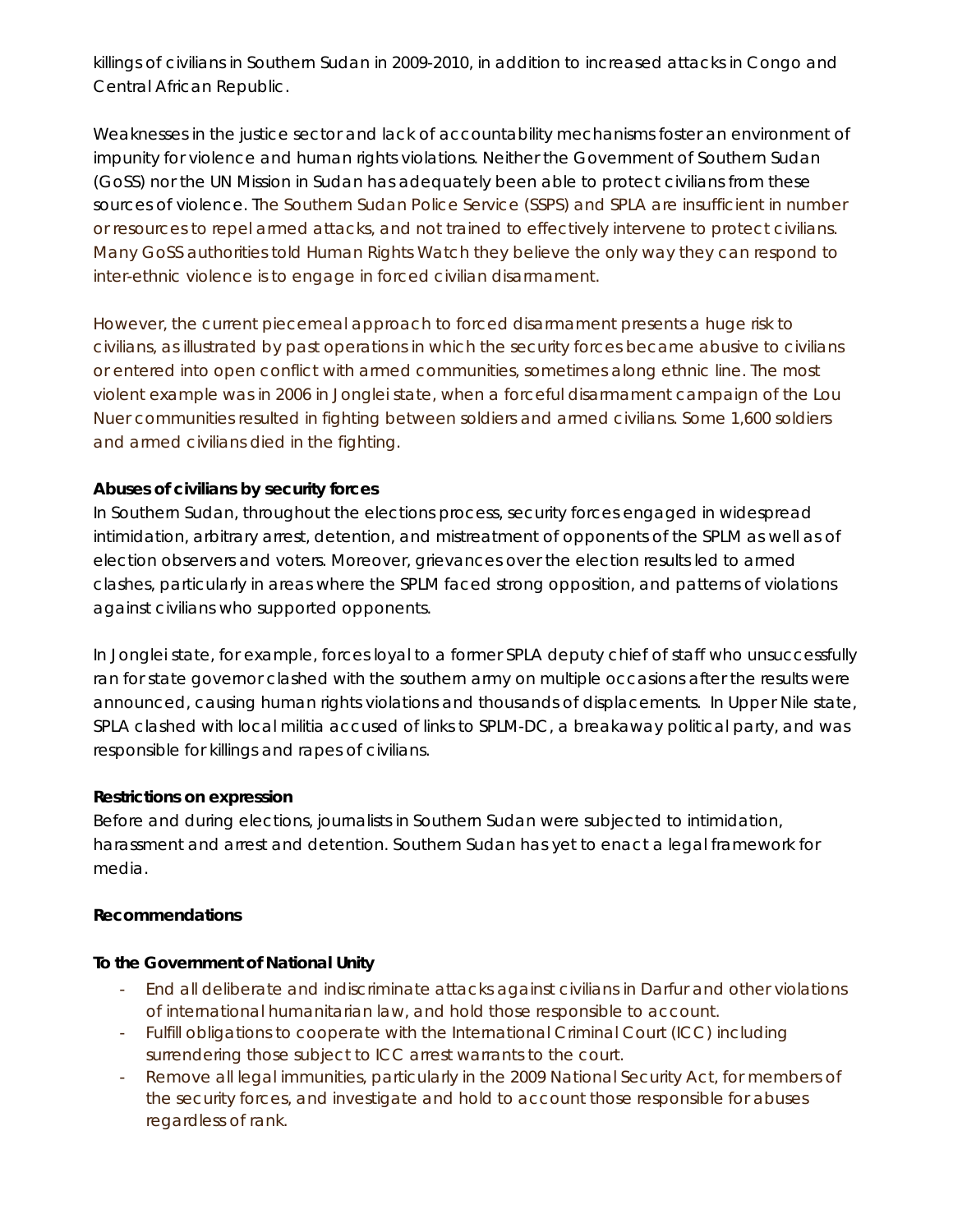killings of civilians in Southern Sudan in 2009-2010, in addition to increased attacks in Congo and Central African Republic.

Weaknesses in the justice sector and lack of accountability mechanisms foster an environment of impunity for violence and human rights violations. Neither the Government of Southern Sudan (GoSS) nor the UN Mission in Sudan has adequately been able to protect civilians from these sources of violence. The Southern Sudan Police Service (SSPS) and SPLA are insufficient in number or resources to repel armed attacks, and not trained to effectively intervene to protect civilians. Many GoSS authorities told Human Rights Watch they believe the only way they can respond to inter-ethnic violence is to engage in forced civilian disarmament.

However, the current piecemeal approach to forced disarmament presents a huge risk to civilians, as illustrated by past operations in which the security forces became abusive to civilians or entered into open conflict with armed communities, sometimes along ethnic line. The most violent example was in 2006 in Jonglei state, when a forceful disarmament campaign of the Lou Nuer communities resulted in fighting between soldiers and armed civilians. Some 1,600 soldiers and armed civilians died in the fighting.

**Abuses of civilians by security forces**

In Southern Sudan, throughout the elections process, security forces engaged in widespread intimidation, arbitrary arrest, detention, and mistreatment of opponents of the SPLM as well as of election observers and voters. Moreover, grievances over the election results led to armed clashes, particularly in areas where the SPLM faced strong opposition, and patterns of violations against civilians who supported opponents.

In Jonglei state, for example, forces loyal to a former SPLA deputy chief of staff who unsuccessfully ran for state governor clashed with the southern army on multiple occasions after the results were announced, causing human rights violations and thousands of displacements. In Upper Nile state, SPLA clashed with local militia accused of links to SPLM-DC, a breakaway political party, and was responsible for killings and rapes of civilians.

**Restrictions on expression**

Before and during elections, journalists in Southern Sudan were subjected to intimidation, harassment and arrest and detention. Southern Sudan has yet to enact a legal framework for media.

**Recommendations**

**To the Government of National Unity**

- End all deliberate and indiscriminate attacks against civilians in Darfur and other violations of international humanitarian law, and hold those responsible to account.
- Fulfill obligations to cooperate with the International Criminal Court (ICC) including surrendering those subject to ICC arrest warrants to the court.
- Remove all legal immunities, particularly in the 2009 National Security Act, for members of the security forces, and investigate and hold to account those responsible for abuses regardless of rank.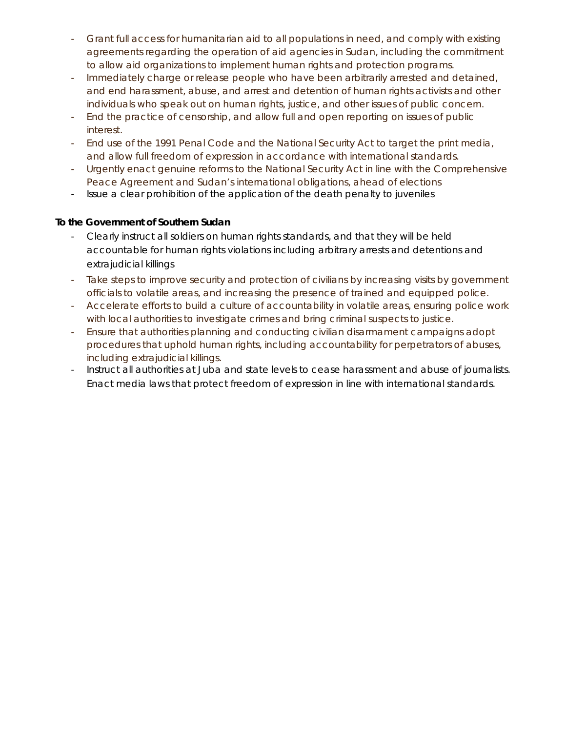- Grant full access for humanitarian aid to all populations in need, and comply with existing agreements regarding the operation of aid agencies in Sudan, including the commitment to allow aid organizations to implement human rights and protection programs.
- Immediately charge or release people who have been arbitrarily arrested and detained, and end harassment, abuse, and arrest and detention of human rights activists and other individuals who speak out on human rights, justice, and other issues of public concern.
- End the practice of censorship, and allow full and open reporting on issues of public interest.
- End use of the 1991 Penal Code and the National Security Act to target the print media, and allow full freedom of expression in accordance with international standards.
- Urgently enact genuine reforms to the National Security Act in line with the Comprehensive Peace Agreement and Sudan's international obligations, ahead of elections
- Issue a clear prohibition of the application of the death penalty to juveniles

**To the Government of Southern Sudan**

- Clearly instruct all soldiers on human rights standards, and that they will be held accountable for human rights violations including arbitrary arrests and detentions and extrajudicial killings
- Take steps to improve security and protection of civilians by increasing visits by government officials to volatile areas, and increasing the presence of trained and equipped police.
- Accelerate efforts to build a culture of accountability in volatile areas, ensuring police work with local authorities to investigate crimes and bring criminal suspects to justice.
- Ensure that authorities planning and conducting civilian disarmament campaigns adopt procedures that uphold human rights, including accountability for perpetrators of abuses, including extrajudicial killings.
- Instruct all authorities at Juba and state levels to cease harassment and abuse of journalists. Enact media laws that protect freedom of expression in line with international standards.